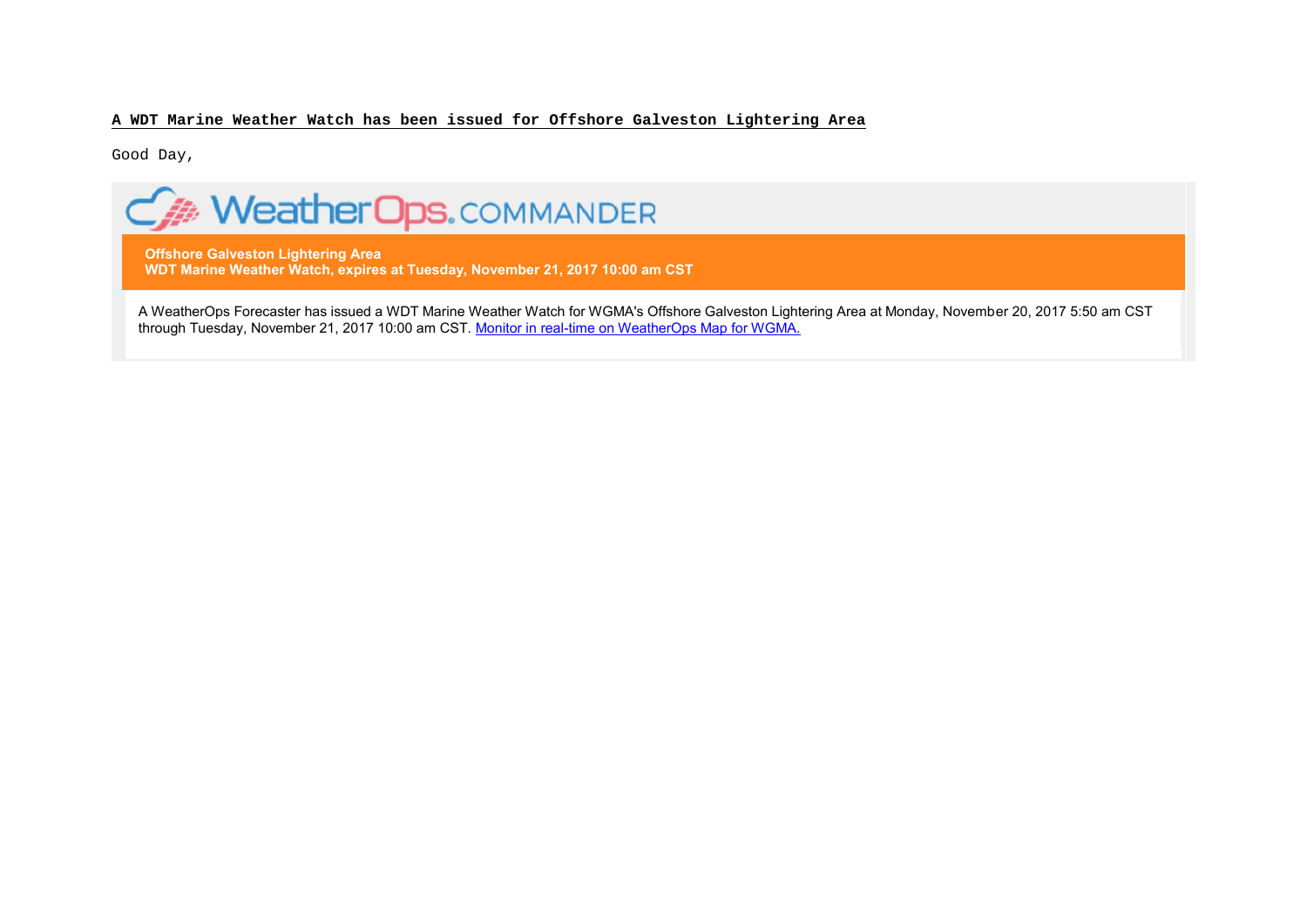**A WDT Marine Weather Watch has been issued for Offshore Galveston Lightering Area**

Good Day,

WeatherOps.COMMANDER

**Offshore Galveston Lightering Area**
**WDT Marine Weather Watch, expires at Tuesday, November 21, 2017 10:00 am CST**

A WeatherOps Forecaster has issued a WDT Marine Weather Watch for WGMA's Offshore Galveston Lightering Area at Monday, November 20, 2017 5:50 am CST through Tuesday, November 21, 2017 10:00 am CST. Monitor in real-time on WeatherOps Map for WGMA.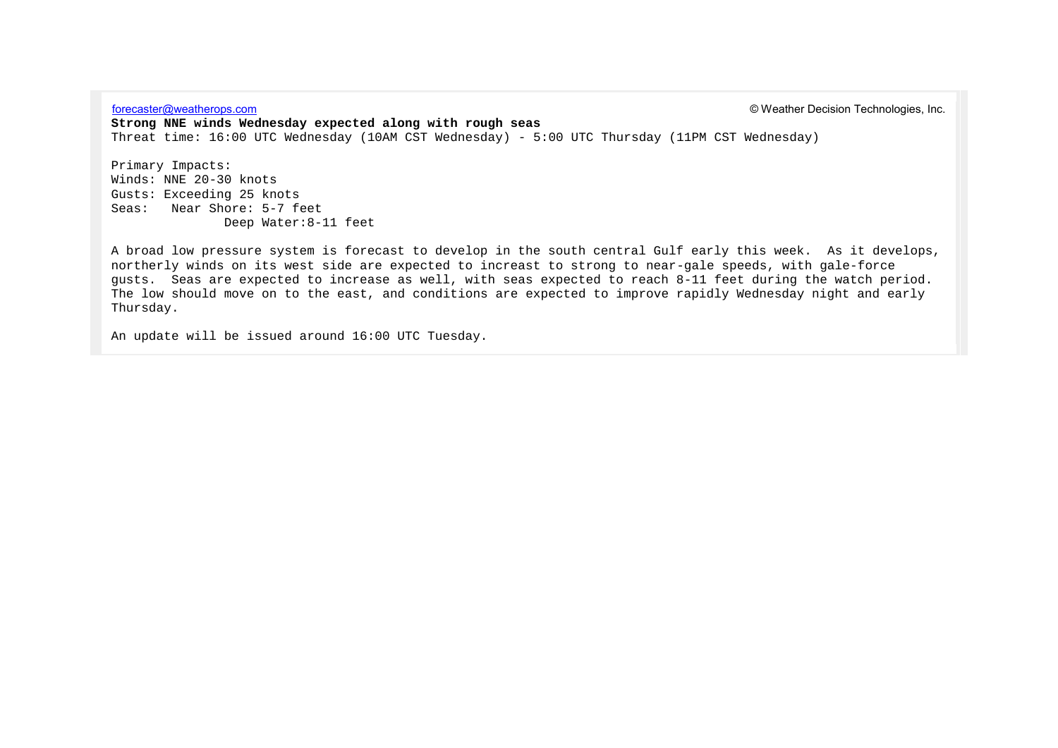forecaster@weatherops.com © Weather Decision Technologies, Inc.

**Strong NNE winds Wednesday expected along with rough seas**

Threat time: 16:00 UTC Wednesday (10AM CST Wednesday) - 5:00 UTC Thursday (11PM CST Wednesday)

Primary Impacts:
Winds: NNE 20-30 knots
Gusts: Exceeding 25 knots
Seas: Near Shore: 5-7 feet
Deep Water:8-11 feet

A broad low pressure system is forecast to develop in the south central Gulf early this week. As it develops, northerly winds on its west side are expected to increast to strong to near-gale speeds, with gale-force gusts. Seas are expected to increase as well, with seas expected to reach 8-11 feet during the watch period. The low should move on to the east, and conditions are expected to improve rapidly Wednesday night and early Thursday.

An update will be issued around 16:00 UTC Tuesday.